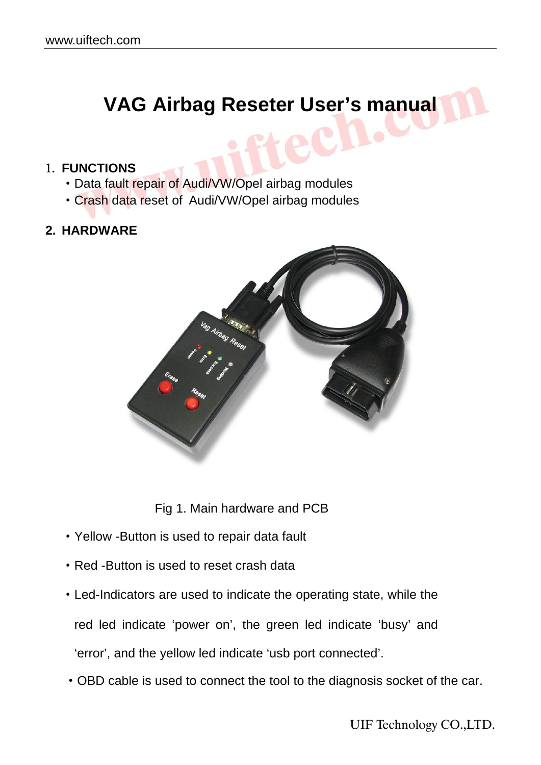# VAG Airbag Reseter User's manual

## 1. FUNCTIONS

- Data fault repair of Audi/VW/Opel airbag modules
- Crash data reset of Audi/VW/Opel airbag modules

## 2. HARDWARE

Fig 1. Main hardware and PCB

- Yellow -Button is used to repair data fault
- Red -Button is used to reset crash data
- Led-Indicators are used to indicate the operating state, while the red led indicate 'power on', the green led indicate 'busy' and 'error', and the yellow led indicate 'usb port connected'.
- OBD cable is used to connect the tool to the diagnosis socket of the car.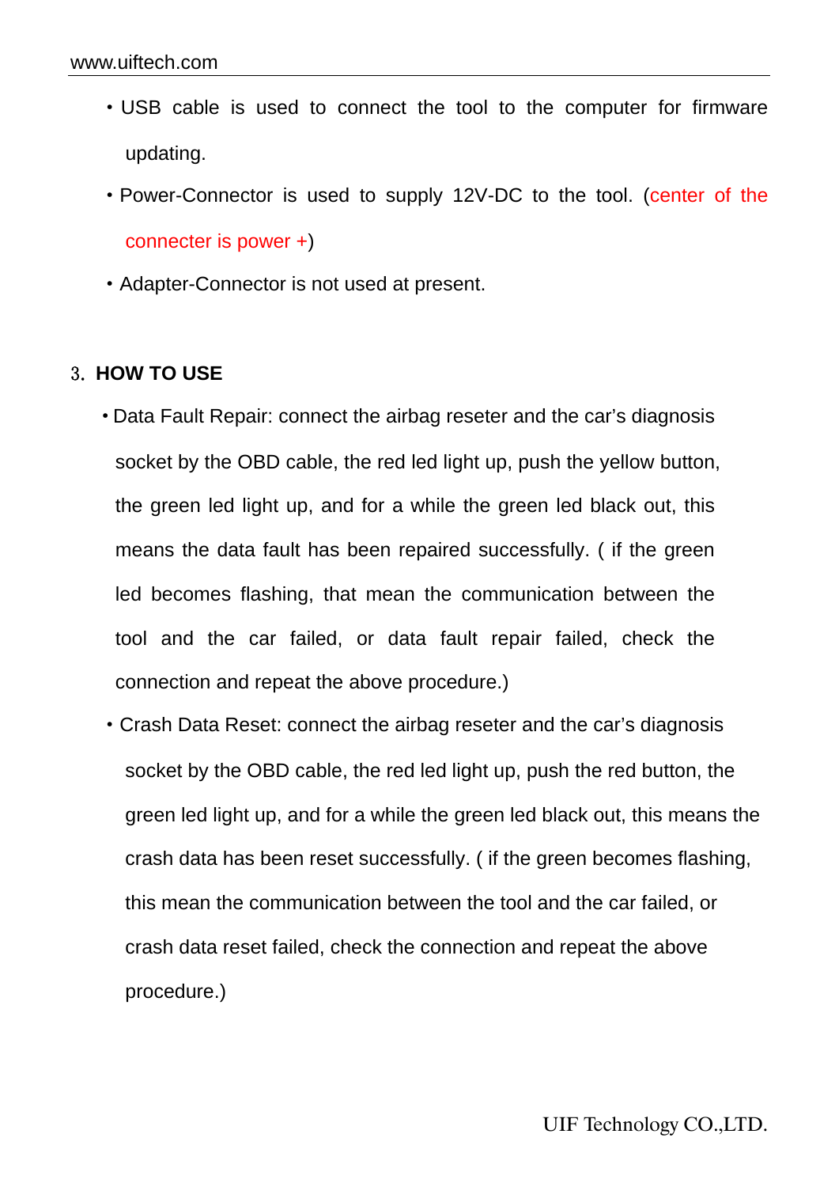- USB cable is used to connect the tool to the computer for firmware updating.
- Power-Connector is used to supply 12V-DC to the tool. (center of the connecter is power +)
- Adapter-Connector is not used at present.

## 3. HOW TO USE

- Data Fault Repair: connect the airbag reseter and the car's diagnosis socket by the OBD cable, the red led light up, push the yellow button, the green led light up, and for a while the green led black out, this means the data fault has been repaired successfully. ( if the green led becomes flashing, that mean the communication between the tool and the car failed, or data fault repair failed, check the connection and repeat the above procedure.)
- Crash Data Reset: connect the airbag reseter and the car's diagnosis socket by the OBD cable, the red led light up, push the red button, the green led light up, and for a while the green led black out, this means the crash data has been reset successfully. ( if the green becomes flashing, this mean the communication between the tool and the car failed, or crash data reset failed, check the connection and repeat the above procedure.)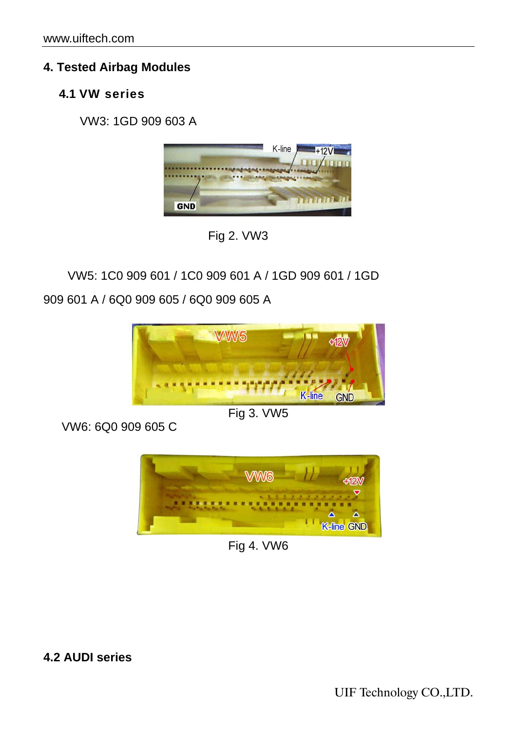## 4. Tested Airbag Modules

### 4.1 VW series

VW3: 1GD 909 603 A

Fig 2. VW3

VW5: 1C0 909 601 / 1C0 909 601 A / 1GD 909 601 / 1GD 909 601 A / 6Q0 909 605 / 6Q0 909 605 A

Fig 3. VW5

VW6: 6Q0 909 605 C

Fig 4. VW6

### 4.2 AUDI series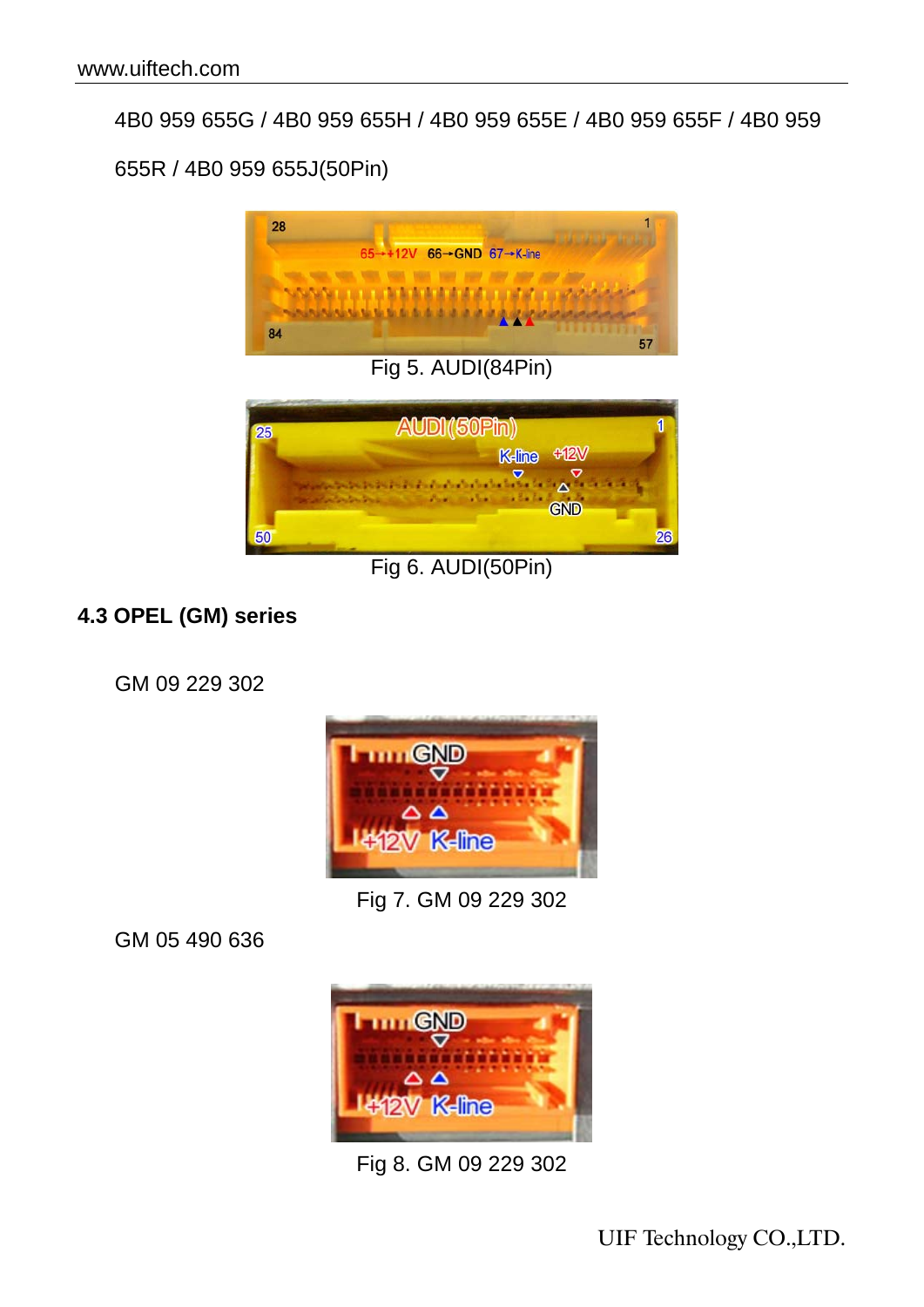4B0 959 655G / 4B0 959 655H / 4B0 959 655E / 4B0 959 655F / 4B0 959 655R / 4B0 959 655J(50Pin)

Fig 5. AUDI(84Pin)

Fig 6. AUDI(50Pin)

### 4.3 OPEL (GM) series

GM 09 229 302

Fig 7. GM 09 229 302

GM 05 490 636

Fig 8. GM 09 229 302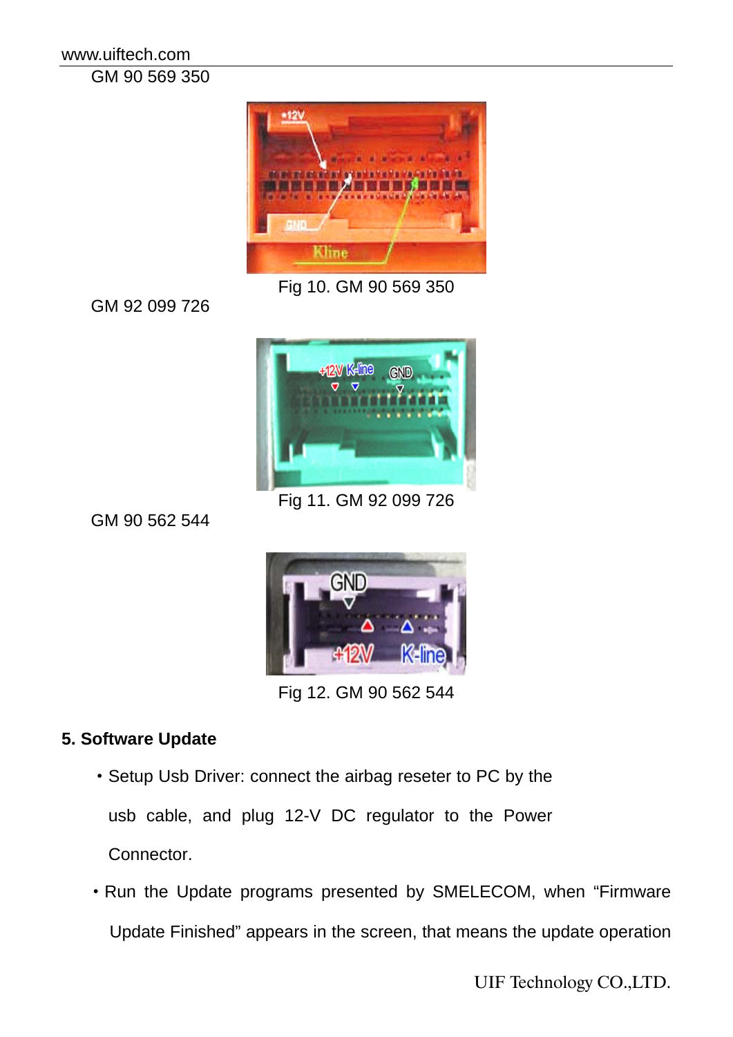GM 90 569 350

Fig 10. GM 90 569 350

GM 92 099 726

Fig 11. GM 92 099 726

GM 90 562 544

Fig 12. GM 90 562 544

## 5. Software Update

- Setup Usb Driver: connect the airbag reseter to PC by the usb cable, and plug 12-V DC regulator to the Power Connector.
- Run the Update programs presented by SMELECOM, when "Firmware Update Finished" appears in the screen, that means the update operation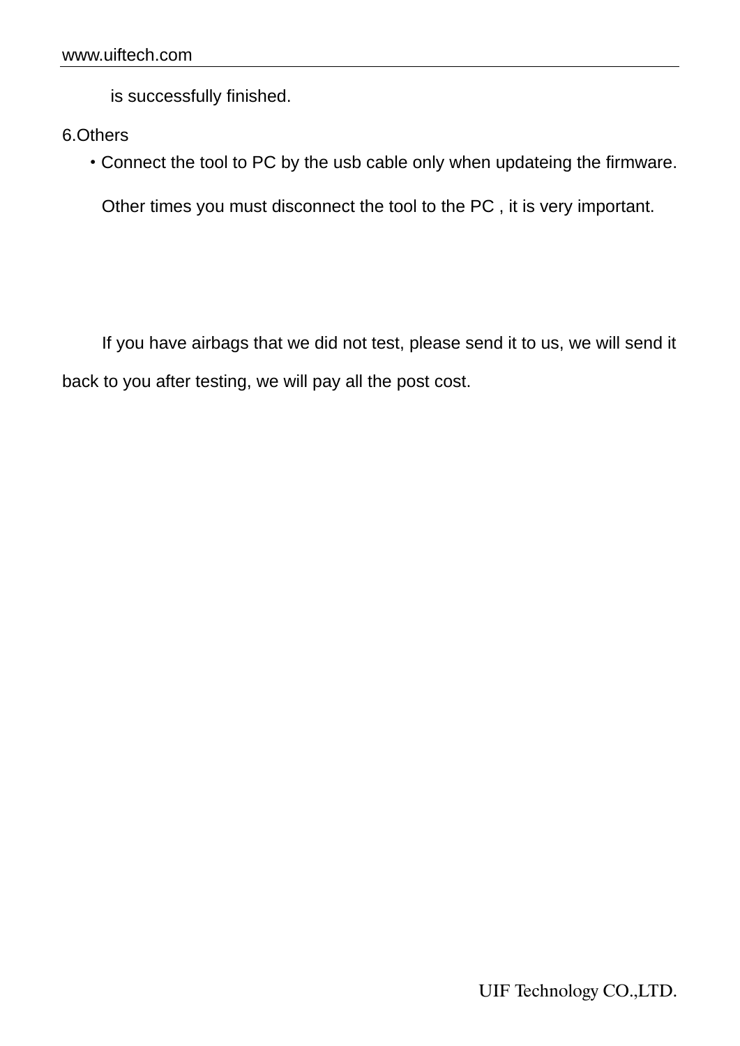is successfully finished.

6.Others

- Connect the tool to PC by the usb cable only when updateing the firmware.

  Other times you must disconnect the tool to the PC , it is very important.

If you have airbags that we did not test, please send it to us, we will send it back to you after testing, we will pay all the post cost.